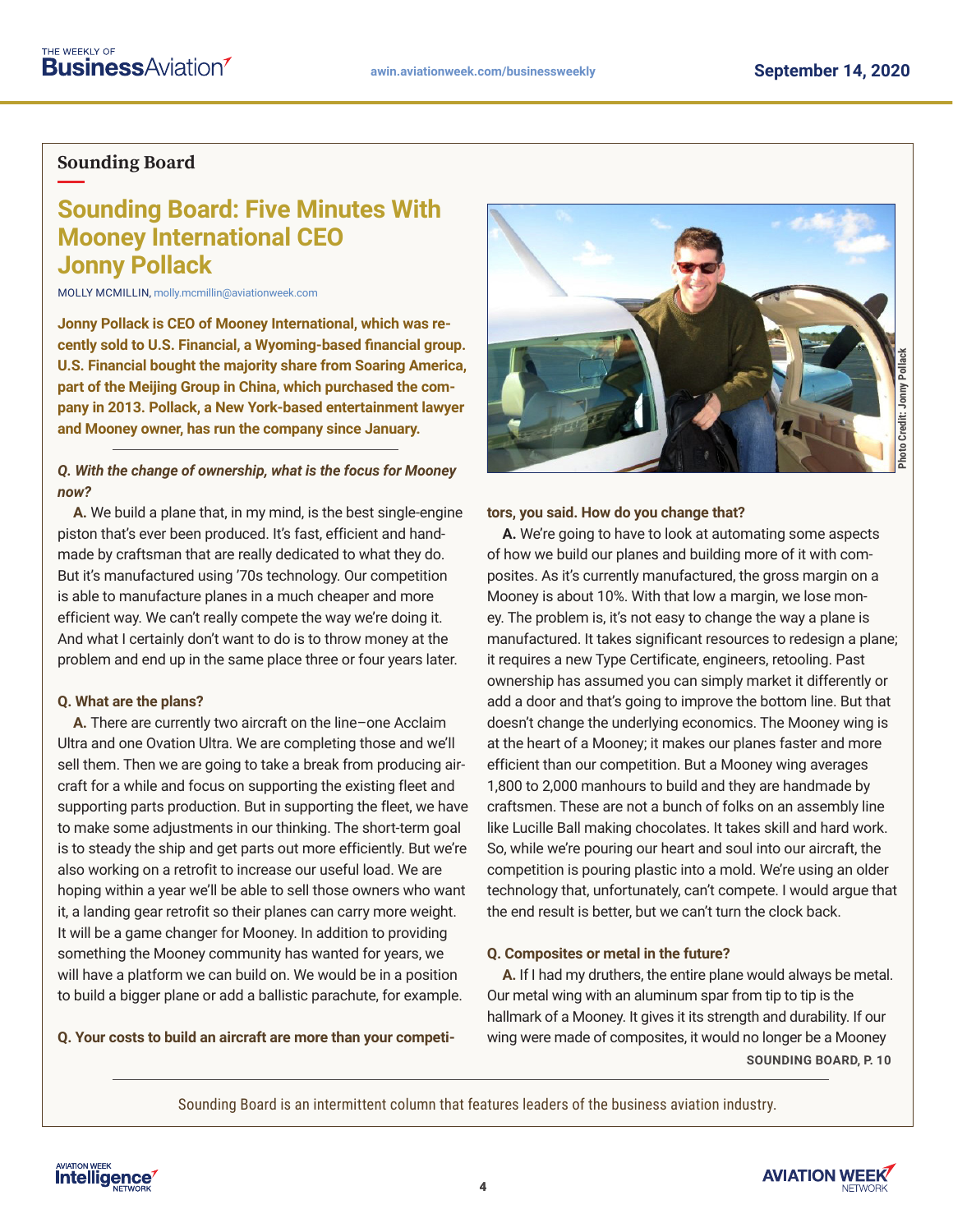## Sounding Board

# Sounding Board: Five Minutes With Mooney International CEO Jonny Pollack

MOLLY MCMILLIN, molly.mcmillin@aviationweek.com

**Jonny Pollack is CEO of Mooney International, which was recently sold to U.S. Financial, a Wyoming-based financial group. U.S. Financial bought the majority share from Soaring America, part of the Meijing Group in China, which purchased the company in 2013. Pollack, a New York-based entertainment lawyer and Mooney owner, has run the company since January.**

Photo Credit: Jonny Pollack

***Q. With the change of ownership, what is the focus for Mooney now?***

**A.** We build a plane that, in my mind, is the best single-engine piston that's ever been produced. It's fast, efficient and handmade by craftsman that are really dedicated to what they do. But it's manufactured using '70s technology. Our competition is able to manufacture planes in a much cheaper and more efficient way. We can't really compete the way we're doing it. And what I certainly don't want to do is to throw money at the problem and end up in the same place three or four years later.

**Q. What are the plans?**

**A.** There are currently two aircraft on the line–one Acclaim Ultra and one Ovation Ultra. We are completing those and we'll sell them. Then we are going to take a break from producing aircraft for a while and focus on supporting the existing fleet and supporting parts production. But in supporting the fleet, we have to make some adjustments in our thinking. The short-term goal is to steady the ship and get parts out more efficiently. But we're also working on a retrofit to increase our useful load. We are hoping within a year we'll be able to sell those owners who want it, a landing gear retrofit so their planes can carry more weight. It will be a game changer for Mooney. In addition to providing something the Mooney community has wanted for years, we will have a platform we can build on. We would be in a position to build a bigger plane or add a ballistic parachute, for example.

**Q. Your costs to build an aircraft are more than your competitors, you said. How do you change that?**

**A.** We're going to have to look at automating some aspects of how we build our planes and building more of it with composites. As it's currently manufactured, the gross margin on a Mooney is about 10%. With that low a margin, we lose money. The problem is, it's not easy to change the way a plane is manufactured. It takes significant resources to redesign a plane; it requires a new Type Certificate, engineers, retooling. Past ownership has assumed you can simply market it differently or add a door and that's going to improve the bottom line. But that doesn't change the underlying economics. The Mooney wing is at the heart of a Mooney; it makes our planes faster and more efficient than our competition. But a Mooney wing averages 1,800 to 2,000 manhours to build and they are handmade by craftsmen. These are not a bunch of folks on an assembly line like Lucille Ball making chocolates. It takes skill and hard work. So, while we're pouring our heart and soul into our aircraft, the competition is pouring plastic into a mold. We're using an older technology that, unfortunately, can't compete. I would argue that the end result is better, but we can't turn the clock back.

**Q. Composites or metal in the future?**

**A.** If I had my druthers, the entire plane would always be metal. Our metal wing with an aluminum spar from tip to tip is the hallmark of a Mooney. It gives it its strength and durability. If our wing were made of composites, it would no longer be a Mooney

**SOUNDING BOARD, P. 10**

Sounding Board is an intermittent column that features leaders of the business aviation industry.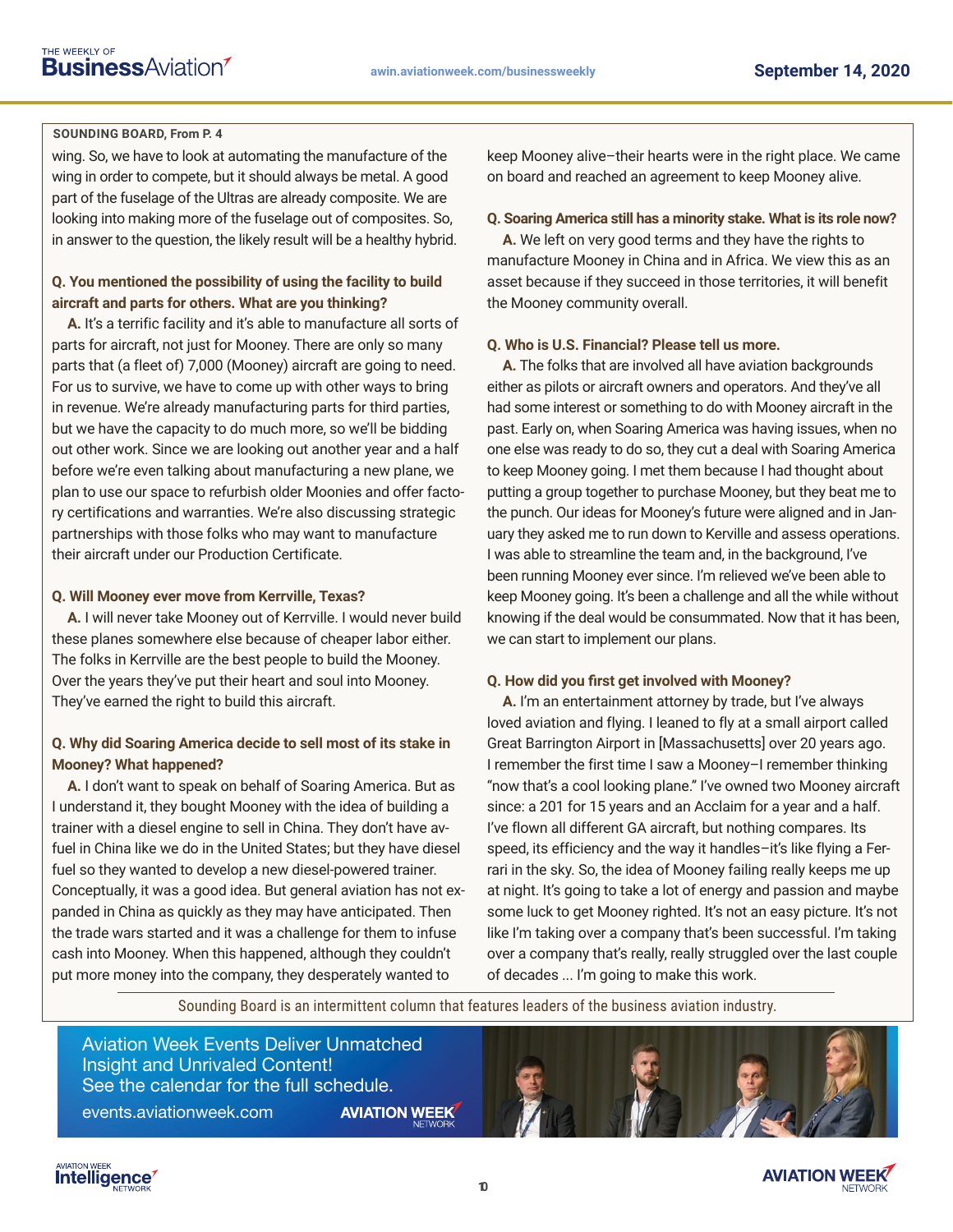SOUNDING BOARD, From P. 4

wing. So, we have to look at automating the manufacture of the wing in order to compete, but it should always be metal. A good part of the fuselage of the Ultras are already composite. We are looking into making more of the fuselage out of composites. So, in answer to the question, the likely result will be a healthy hybrid.

**Q. You mentioned the possibility of using the facility to build aircraft and parts for others. What are you thinking?**

**A.** It's a terrific facility and it's able to manufacture all sorts of parts for aircraft, not just for Mooney. There are only so many parts that (a fleet of) 7,000 (Mooney) aircraft are going to need. For us to survive, we have to come up with other ways to bring in revenue. We're already manufacturing parts for third parties, but we have the capacity to do much more, so we'll be bidding out other work. Since we are looking out another year and a half before we're even talking about manufacturing a new plane, we plan to use our space to refurbish older Moonies and offer factory certifications and warranties. We're also discussing strategic partnerships with those folks who may want to manufacture their aircraft under our Production Certificate.

**Q. Will Mooney ever move from Kerrville, Texas?**

**A.** I will never take Mooney out of Kerrville. I would never build these planes somewhere else because of cheaper labor either. The folks in Kerrville are the best people to build the Mooney. Over the years they've put their heart and soul into Mooney. They've earned the right to build this aircraft.

**Q. Why did Soaring America decide to sell most of its stake in Mooney? What happened?**

**A.** I don't want to speak on behalf of Soaring America. But as I understand it, they bought Mooney with the idea of building a trainer with a diesel engine to sell in China. They don't have avfuel in China like we do in the United States; but they have diesel fuel so they wanted to develop a new diesel-powered trainer. Conceptually, it was a good idea. But general aviation has not expanded in China as quickly as they may have anticipated. Then the trade wars started and it was a challenge for them to infuse cash into Mooney. When this happened, although they couldn't put more money into the company, they desperately wanted to keep Mooney alive–their hearts were in the right place. We came on board and reached an agreement to keep Mooney alive.

**Q. Soaring America still has a minority stake. What is its role now?**

**A.** We left on very good terms and they have the rights to manufacture Mooney in China and in Africa. We view this as an asset because if they succeed in those territories, it will benefit the Mooney community overall.

**Q. Who is U.S. Financial? Please tell us more.**

**A.** The folks that are involved all have aviation backgrounds either as pilots or aircraft owners and operators. And they've all had some interest or something to do with Mooney aircraft in the past. Early on, when Soaring America was having issues, when no one else was ready to do so, they cut a deal with Soaring America to keep Mooney going. I met them because I had thought about putting a group together to purchase Mooney, but they beat me to the punch. Our ideas for Mooney's future were aligned and in January they asked me to run down to Kerville and assess operations. I was able to streamline the team and, in the background, I've been running Mooney ever since. I'm relieved we've been able to keep Mooney going. It's been a challenge and all the while without knowing if the deal would be consummated. Now that it has been, we can start to implement our plans.

**Q. How did you first get involved with Mooney?**

**A.** I'm an entertainment attorney by trade, but I've always loved aviation and flying. I leaned to fly at a small airport called Great Barrington Airport in [Massachusetts] over 20 years ago. I remember the first time I saw a Mooney–I remember thinking "now that's a cool looking plane." I've owned two Mooney aircraft since: a 201 for 15 years and an Acclaim for a year and a half. I've flown all different GA aircraft, but nothing compares. Its speed, its efficiency and the way it handles–it's like flying a Ferrari in the sky. So, the idea of Mooney failing really keeps me up at night. It's going to take a lot of energy and passion and maybe some luck to get Mooney righted. It's not an easy picture. It's not like I'm taking over a company that's been successful. I'm taking over a company that's really, really struggled over the last couple of decades ... I'm going to make this work.

Sounding Board is an intermittent column that features leaders of the business aviation industry.

Aviation Week Events Deliver Unmatched Insight and Unrivaled Content!
See the calendar for the full schedule.
events.aviationweek.com